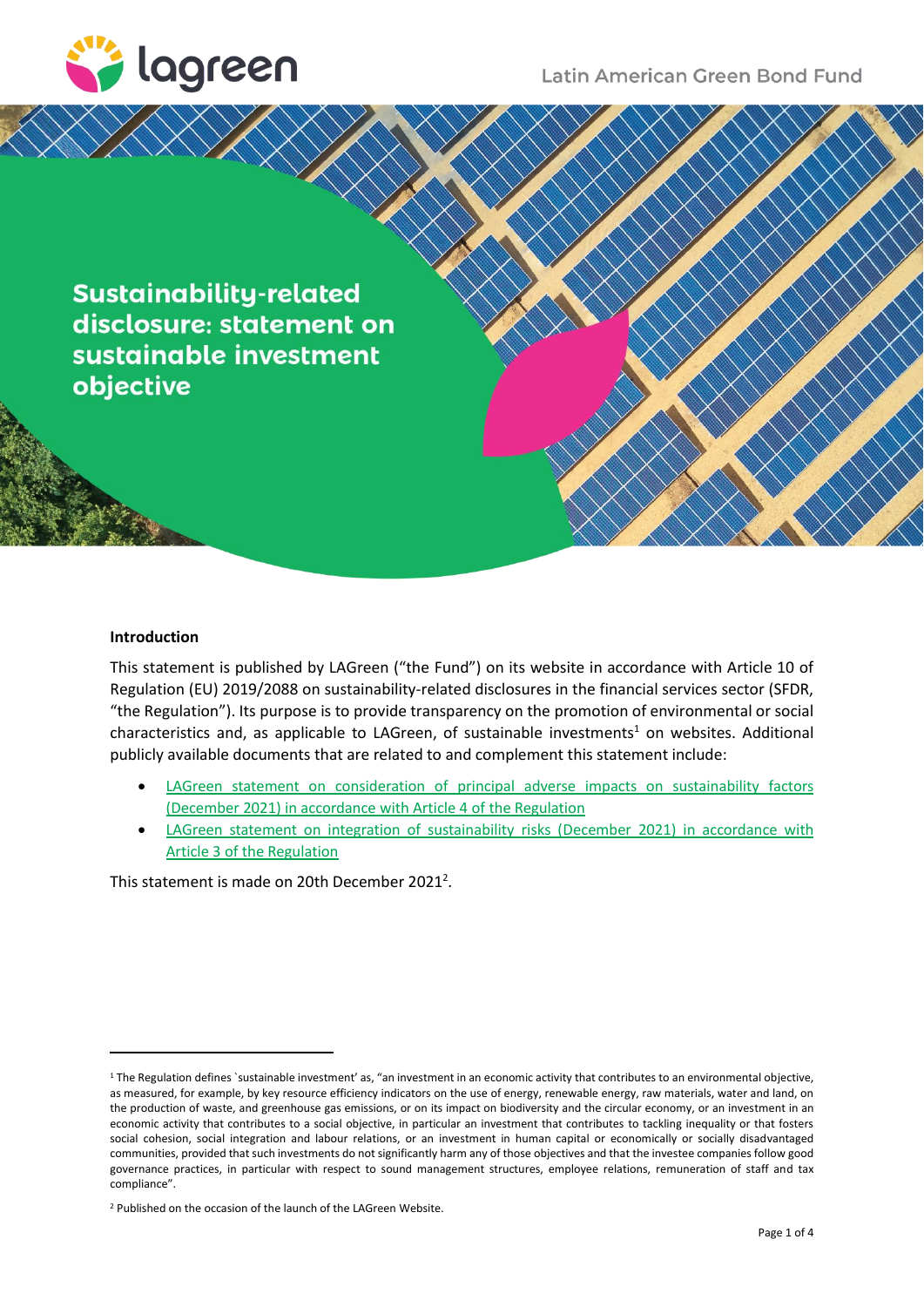lagreen

Latin American Green Bond Fund

# Sustainability-related disclosure: statement on sustainable investment objective

## Introduction

This statement is published by LAGreen ("the Fund") on its website in accordance with Article 10 of Regulation (EU) 2019/2088 on sustainability-related disclosures in the financial services sector (SFDR, "the Regulation"). Its purpose is to provide transparency on the promotion of environmental or social characteristics and, as applicable to LAGreen, of sustainable investments[1] on websites. Additional publicly available documents that are related to and complement this statement include:

- LAGreen statement on consideration of principal adverse impacts on sustainability factors (December 2021) in accordance with Article 4 of the Regulation
- LAGreen statement on integration of sustainability risks (December 2021) in accordance with Article 3 of the Regulation

This statement is made on 20th December 2021[2].

[1] The Regulation defines `sustainable investment' as, "an investment in an economic activity that contributes to an environmental objective, as measured, for example, by key resource efficiency indicators on the use of energy, renewable energy, raw materials, water and land, on the production of waste, and greenhouse gas emissions, or on its impact on biodiversity and the circular economy, or an investment in an economic activity that contributes to a social objective, in particular an investment that contributes to tackling inequality or that fosters social cohesion, social integration and labour relations, or an investment in human capital or economically or socially disadvantaged communities, provided that such investments do not significantly harm any of those objectives and that the investee companies follow good governance practices, in particular with respect to sound management structures, employee relations, remuneration of staff and tax compliance".

[2] Published on the occasion of the launch of the LAGreen Website.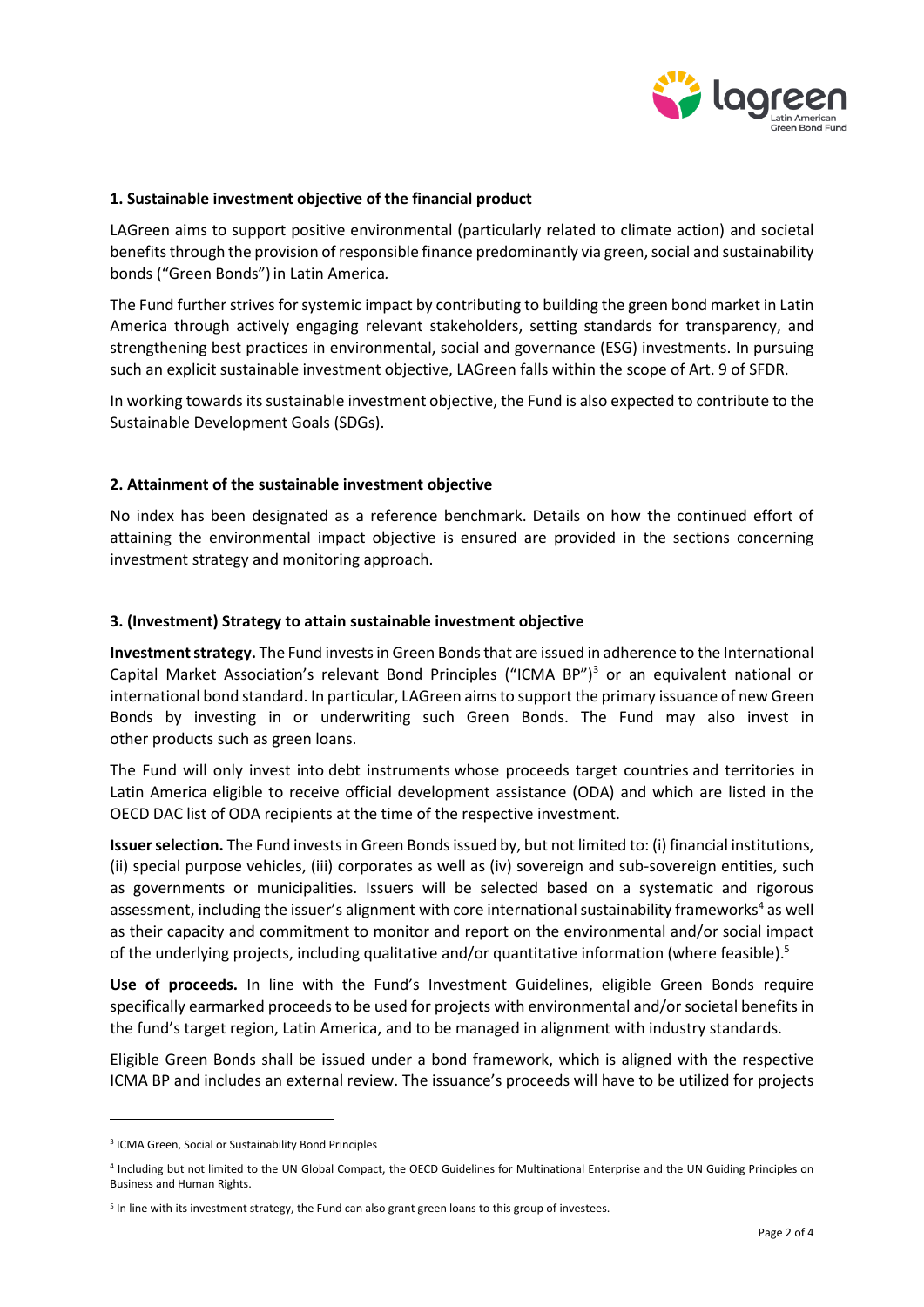### 1. Sustainable investment objective of the financial product

LAGreen aims to support positive environmental (particularly related to climate action) and societal benefits through the provision of responsible finance predominantly via green, social and sustainability bonds ("Green Bonds") in Latin America*.*

The Fund further strives for systemic impact by contributing to building the green bond market in Latin America through actively engaging relevant stakeholders, setting standards for transparency, and strengthening best practices in environmental, social and governance (ESG) investments. In pursuing such an explicit sustainable investment objective, LAGreen falls within the scope of Art. 9 of SFDR.

In working towards its sustainable investment objective, the Fund is also expected to contribute to the Sustainable Development Goals (SDGs).

### 2. Attainment of the sustainable investment objective

No index has been designated as a reference benchmark. Details on how the continued effort of attaining the environmental impact objective is ensured are provided in the sections concerning investment strategy and monitoring approach.

### 3. (Investment) Strategy to attain sustainable investment objective

**Investment strategy.** The Fund invests in Green Bonds that are issued in adherence to the International Capital Market Association's relevant Bond Principles ("ICMA BP")[3] or an equivalent national or international bond standard. In particular, LAGreen aims to support the primary issuance of new Green Bonds by investing in or underwriting such Green Bonds. The Fund may also invest in other products such as green loans.

The Fund will only invest into debt instruments whose proceeds target countries and territories in Latin America eligible to receive official development assistance (ODA) and which are listed in the OECD DAC list of ODA recipients at the time of the respective investment.

**Issuer selection.** The Fund invests in Green Bonds issued by, but not limited to: (i) financial institutions, (ii) special purpose vehicles, (iii) corporates as well as (iv) sovereign and sub-sovereign entities, such as governments or municipalities. Issuers will be selected based on a systematic and rigorous assessment, including the issuer's alignment with core international sustainability frameworks[4] as well as their capacity and commitment to monitor and report on the environmental and/or social impact of the underlying projects, including qualitative and/or quantitative information (where feasible).[5]

**Use of proceeds.** In line with the Fund's Investment Guidelines, eligible Green Bonds require specifically earmarked proceeds to be used for projects with environmental and/or societal benefits in the fund's target region, Latin America, and to be managed in alignment with industry standards.

Eligible Green Bonds shall be issued under a bond framework, which is aligned with the respective ICMA BP and includes an external review. The issuance's proceeds will have to be utilized for projects

---

[3] ICMA Green, Social or Sustainability Bond Principles

[4] Including but not limited to the UN Global Compact, the OECD Guidelines for Multinational Enterprise and the UN Guiding Principles on Business and Human Rights.

[5] In line with its investment strategy, the Fund can also grant green loans to this group of investees.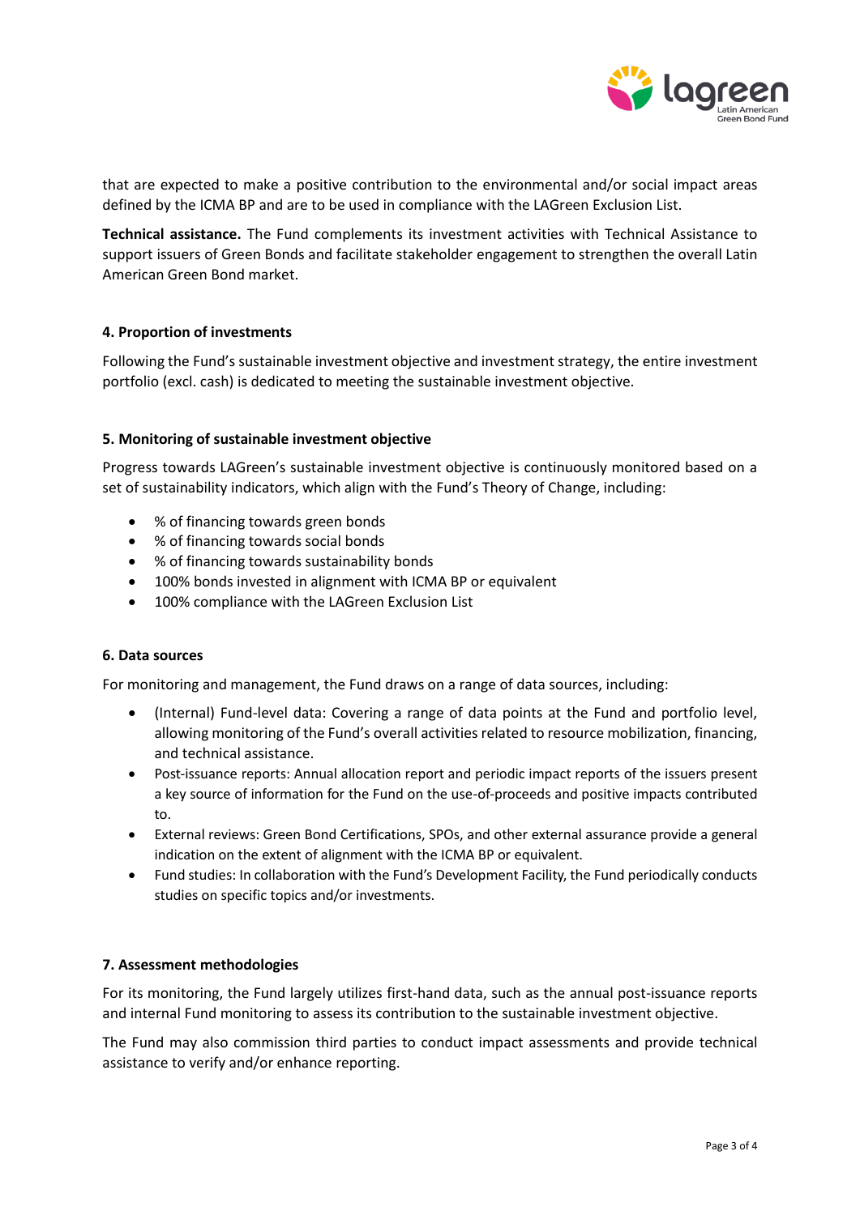that are expected to make a positive contribution to the environmental and/or social impact areas defined by the ICMA BP and are to be used in compliance with the LAGreen Exclusion List.

**Technical assistance.** The Fund complements its investment activities with Technical Assistance to support issuers of Green Bonds and facilitate stakeholder engagement to strengthen the overall Latin American Green Bond market.

#### 4. Proportion of investments

Following the Fund's sustainable investment objective and investment strategy, the entire investment portfolio (excl. cash) is dedicated to meeting the sustainable investment objective.

#### 5. Monitoring of sustainable investment objective

Progress towards LAGreen's sustainable investment objective is continuously monitored based on a set of sustainability indicators, which align with the Fund's Theory of Change, including:

- % of financing towards green bonds
- % of financing towards social bonds
- % of financing towards sustainability bonds
- 100% bonds invested in alignment with ICMA BP or equivalent
- 100% compliance with the LAGreen Exclusion List

#### 6. Data sources

For monitoring and management, the Fund draws on a range of data sources, including:

- (Internal) Fund-level data: Covering a range of data points at the Fund and portfolio level, allowing monitoring of the Fund's overall activities related to resource mobilization, financing, and technical assistance.
- Post-issuance reports: Annual allocation report and periodic impact reports of the issuers present a key source of information for the Fund on the use-of-proceeds and positive impacts contributed to.
- External reviews: Green Bond Certifications, SPOs, and other external assurance provide a general indication on the extent of alignment with the ICMA BP or equivalent.
- Fund studies: In collaboration with the Fund's Development Facility, the Fund periodically conducts studies on specific topics and/or investments.

#### 7. Assessment methodologies

For its monitoring, the Fund largely utilizes first-hand data, such as the annual post-issuance reports and internal Fund monitoring to assess its contribution to the sustainable investment objective.

The Fund may also commission third parties to conduct impact assessments and provide technical assistance to verify and/or enhance reporting.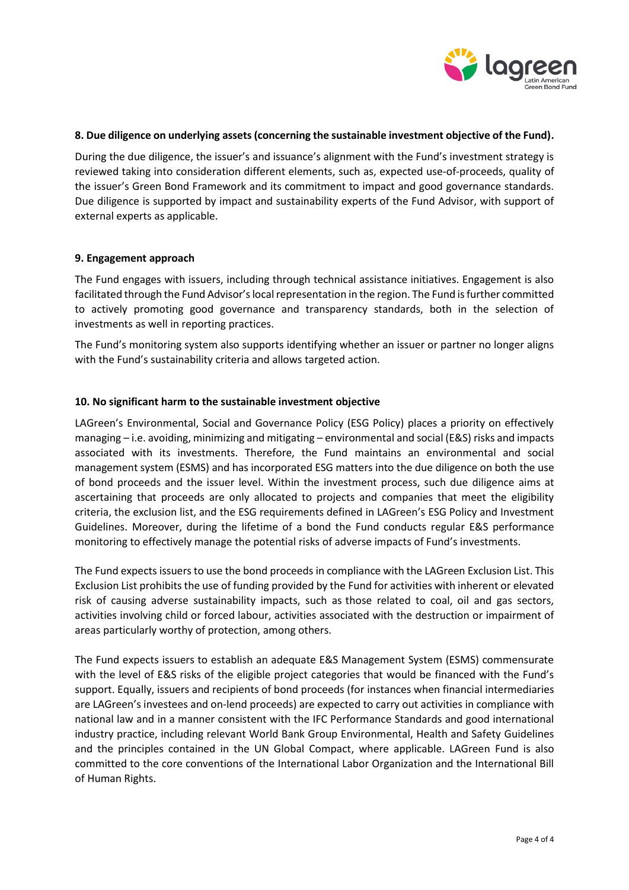**8. Due diligence on underlying assets (concerning the sustainable investment objective of the Fund).**

During the due diligence, the issuer's and issuance's alignment with the Fund's investment strategy is reviewed taking into consideration different elements, such as, expected use-of-proceeds, quality of the issuer's Green Bond Framework and its commitment to impact and good governance standards. Due diligence is supported by impact and sustainability experts of the Fund Advisor, with support of external experts as applicable.

**9. Engagement approach**

The Fund engages with issuers, including through technical assistance initiatives. Engagement is also facilitated through the Fund Advisor's local representation in the region. The Fund is further committed to actively promoting good governance and transparency standards, both in the selection of investments as well in reporting practices.

The Fund's monitoring system also supports identifying whether an issuer or partner no longer aligns with the Fund's sustainability criteria and allows targeted action.

**10. No significant harm to the sustainable investment objective**

LAGreen's Environmental, Social and Governance Policy (ESG Policy) places a priority on effectively managing – i.e. avoiding, minimizing and mitigating – environmental and social (E&S) risks and impacts associated with its investments. Therefore, the Fund maintains an environmental and social management system (ESMS) and has incorporated ESG matters into the due diligence on both the use of bond proceeds and the issuer level. Within the investment process, such due diligence aims at ascertaining that proceeds are only allocated to projects and companies that meet the eligibility criteria, the exclusion list, and the ESG requirements defined in LAGreen's ESG Policy and Investment Guidelines. Moreover, during the lifetime of a bond the Fund conducts regular E&S performance monitoring to effectively manage the potential risks of adverse impacts of Fund's investments.

The Fund expects issuers to use the bond proceeds in compliance with the LAGreen Exclusion List. This Exclusion List prohibits the use of funding provided by the Fund for activities with inherent or elevated risk of causing adverse sustainability impacts, such as those related to coal, oil and gas sectors, activities involving child or forced labour, activities associated with the destruction or impairment of areas particularly worthy of protection, among others.

The Fund expects issuers to establish an adequate E&S Management System (ESMS) commensurate with the level of E&S risks of the eligible project categories that would be financed with the Fund's support. Equally, issuers and recipients of bond proceeds (for instances when financial intermediaries are LAGreen's investees and on-lend proceeds) are expected to carry out activities in compliance with national law and in a manner consistent with the IFC Performance Standards and good international industry practice, including relevant World Bank Group Environmental, Health and Safety Guidelines and the principles contained in the UN Global Compact, where applicable. LAGreen Fund is also committed to the core conventions of the International Labor Organization and the International Bill of Human Rights.